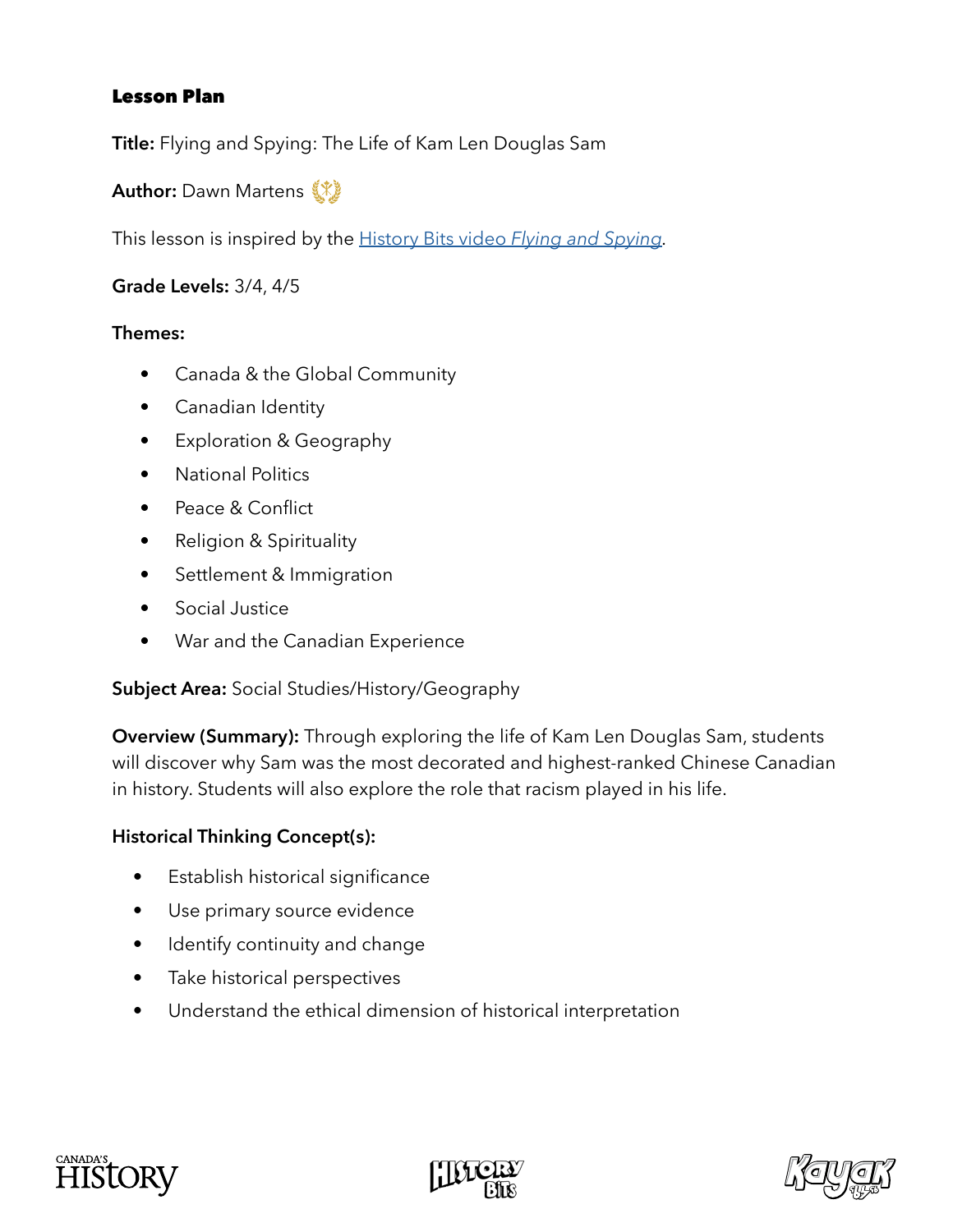# Lesson Plan

**Title:** Flying and Spying: The Life of Kam Len Douglas Sam

**Author:** Dawn Martens

This lesson is inspired by the [History Bits video *Flying and Spying*](#).

**Grade Levels:** 3/4, 4/5

**Themes:**

- Canada & the Global Community
- Canadian Identity
- Exploration & Geography
- National Politics
- Peace & Conflict
- Religion & Spirituality
- Settlement & Immigration
- Social Justice
- War and the Canadian Experience

**Subject Area:** Social Studies/History/Geography

**Overview (Summary):** Through exploring the life of Kam Len Douglas Sam, students will discover why Sam was the most decorated and highest-ranked Chinese Canadian in history. Students will also explore the role that racism played in his life.

**Historical Thinking Concept(s):**

- Establish historical significance
- Use primary source evidence
- Identify continuity and change
- Take historical perspectives
- Understand the ethical dimension of historical interpretation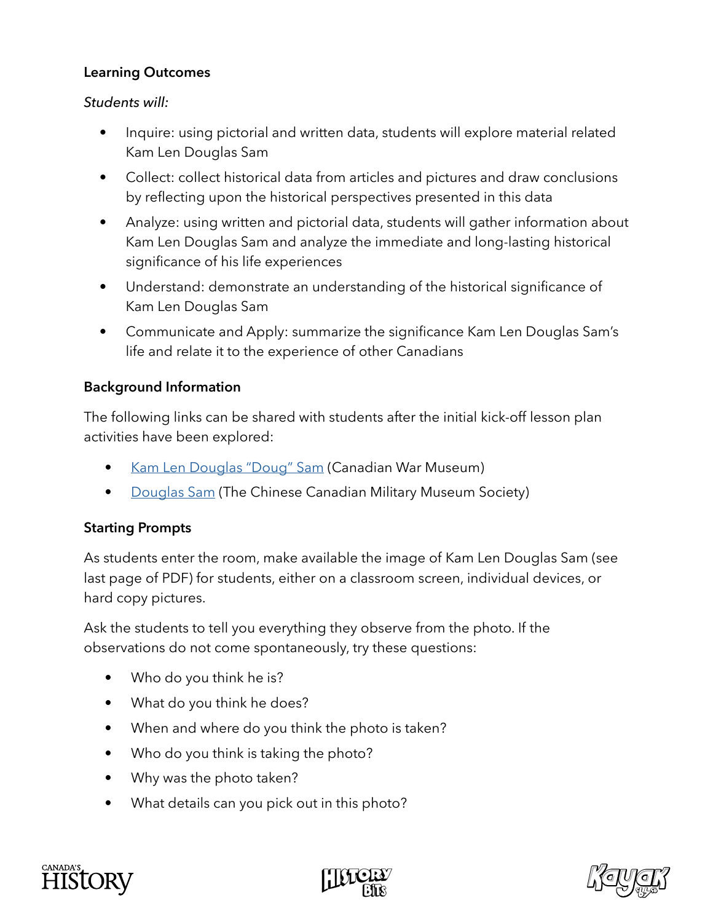**Learning Outcomes**

*Students will:*

- Inquire: using pictorial and written data, students will explore material related Kam Len Douglas Sam
- Collect: collect historical data from articles and pictures and draw conclusions by reflecting upon the historical perspectives presented in this data
- Analyze: using written and pictorial data, students will gather information about Kam Len Douglas Sam and analyze the immediate and long-lasting historical significance of his life experiences
- Understand: demonstrate an understanding of the historical significance of Kam Len Douglas Sam
- Communicate and Apply: summarize the significance Kam Len Douglas Sam's life and relate it to the experience of other Canadians

**Background Information**

The following links can be shared with students after the initial kick-off lesson plan activities have been explored:

- Kam Len Douglas "Doug" Sam (Canadian War Museum)
- Douglas Sam (The Chinese Canadian Military Museum Society)

**Starting Prompts**

As students enter the room, make available the image of Kam Len Douglas Sam (see last page of PDF) for students, either on a classroom screen, individual devices, or hard copy pictures.

Ask the students to tell you everything they observe from the photo. If the observations do not come spontaneously, try these questions:

- Who do you think he is?
- What do you think he does?
- When and where do you think the photo is taken?
- Who do you think is taking the photo?
- Why was the photo taken?
- What details can you pick out in this photo?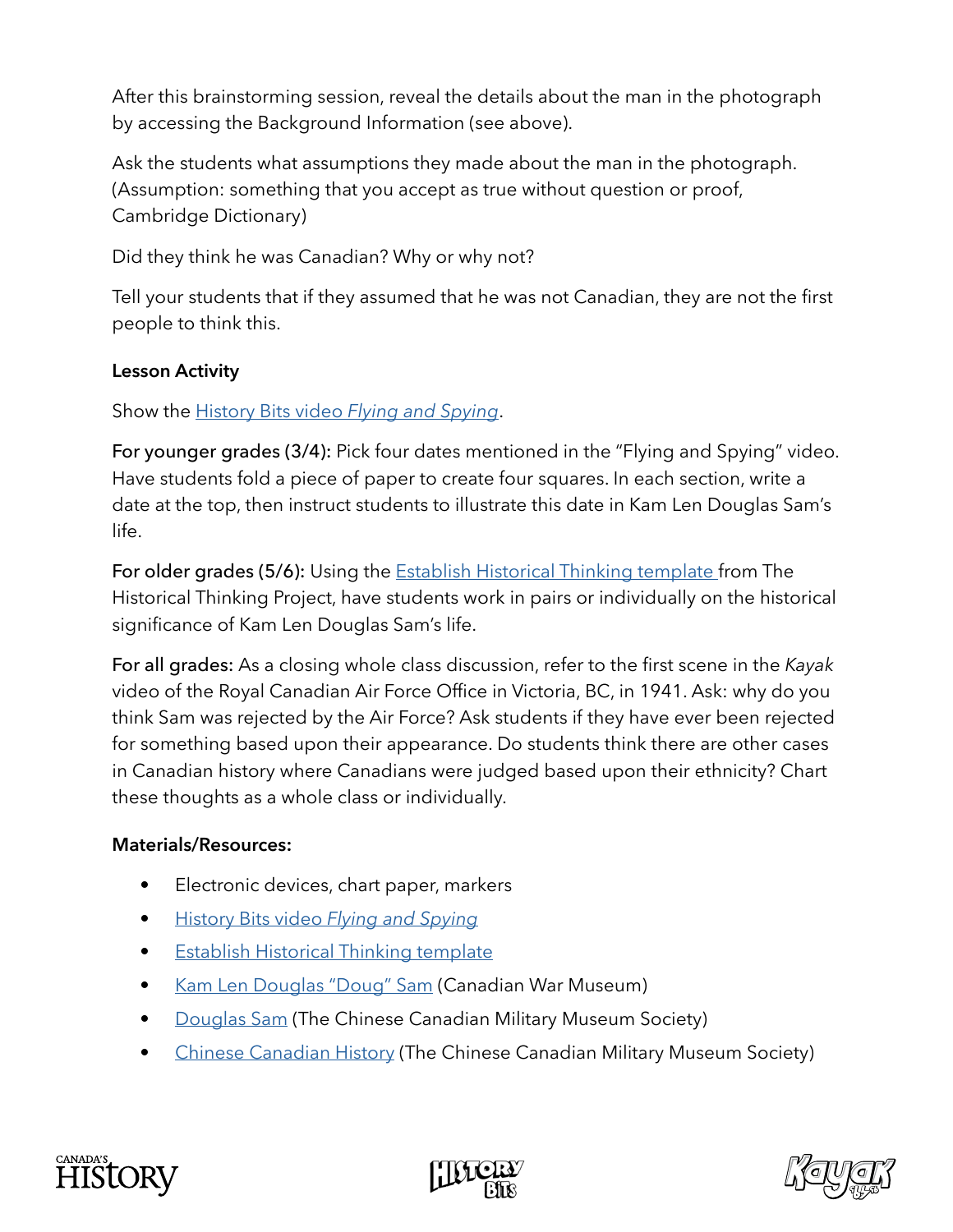After this brainstorming session, reveal the details about the man in the photograph by accessing the Background Information (see above).

Ask the students what assumptions they made about the man in the photograph. (Assumption: something that you accept as true without question or proof, Cambridge Dictionary)

Did they think he was Canadian? Why or why not?

Tell your students that if they assumed that he was not Canadian, they are not the first people to think this.

**Lesson Activity**

Show the History Bits video *Flying and Spying*.

**For younger grades (3/4):** Pick four dates mentioned in the "Flying and Spying" video. Have students fold a piece of paper to create four squares. In each section, write a date at the top, then instruct students to illustrate this date in Kam Len Douglas Sam's life.

**For older grades (5/6):** Using the Establish Historical Thinking template from The Historical Thinking Project, have students work in pairs or individually on the historical significance of Kam Len Douglas Sam's life.

**For all grades:** As a closing whole class discussion, refer to the first scene in the *Kayak* video of the Royal Canadian Air Force Office in Victoria, BC, in 1941. Ask: why do you think Sam was rejected by the Air Force? Ask students if they have ever been rejected for something based upon their appearance. Do students think there are other cases in Canadian history where Canadians were judged based upon their ethnicity? Chart these thoughts as a whole class or individually.

**Materials/Resources:**

- Electronic devices, chart paper, markers
- History Bits video *Flying and Spying*
- Establish Historical Thinking template
- Kam Len Douglas "Doug" Sam (Canadian War Museum)
- Douglas Sam (The Chinese Canadian Military Museum Society)
- Chinese Canadian History (The Chinese Canadian Military Museum Society)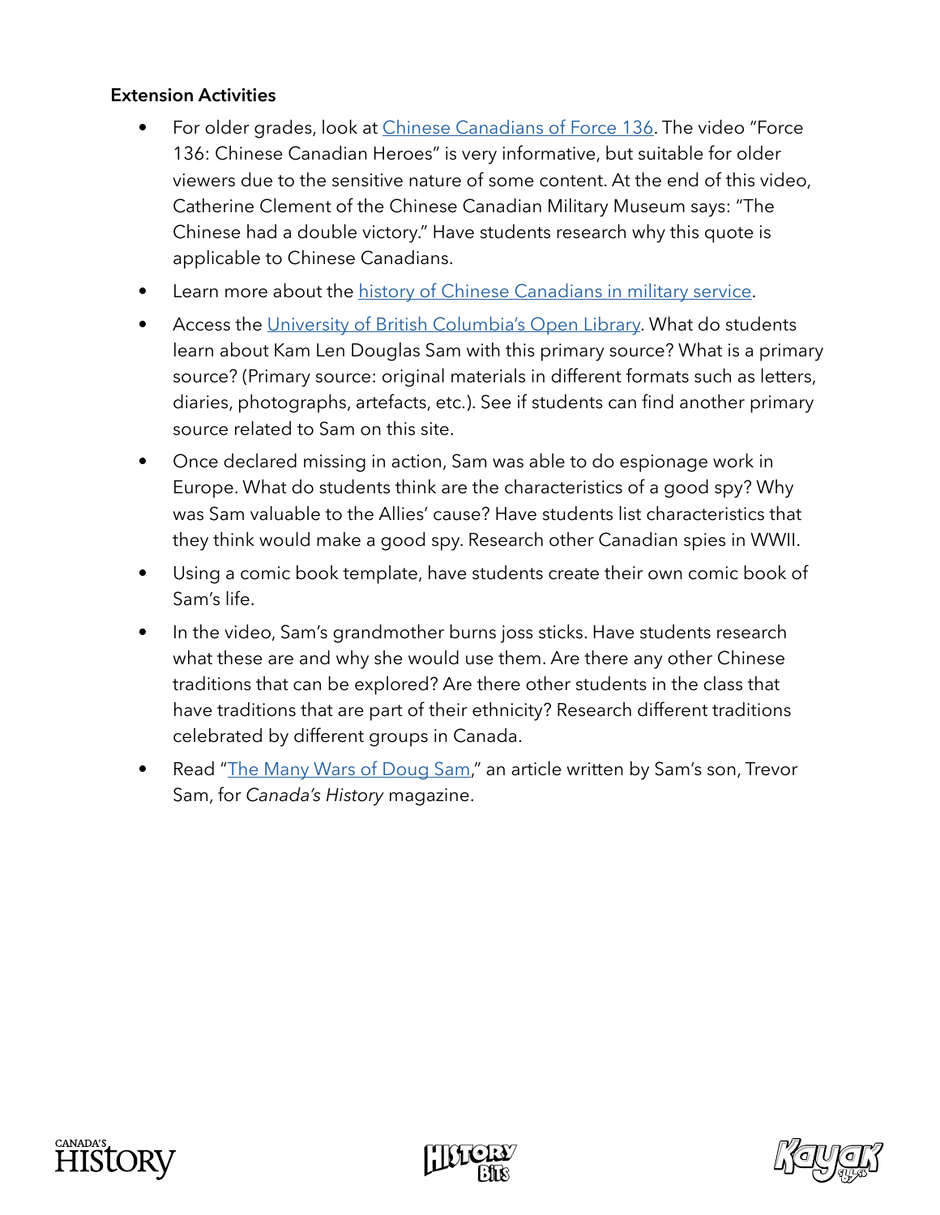**Extension Activities**

- For older grades, look at Chinese Canadians of Force 136. The video "Force 136: Chinese Canadian Heroes" is very informative, but suitable for older viewers due to the sensitive nature of some content. At the end of this video, Catherine Clement of the Chinese Canadian Military Museum says: "The Chinese had a double victory." Have students research why this quote is applicable to Chinese Canadians.
- Learn more about the history of Chinese Canadians in military service.
- Access the University of British Columbia's Open Library. What do students learn about Kam Len Douglas Sam with this primary source? What is a primary source? (Primary source: original materials in different formats such as letters, diaries, photographs, artefacts, etc.). See if students can find another primary source related to Sam on this site.
- Once declared missing in action, Sam was able to do espionage work in Europe. What do students think are the characteristics of a good spy? Why was Sam valuable to the Allies' cause? Have students list characteristics that they think would make a good spy. Research other Canadian spies in WWII.
- Using a comic book template, have students create their own comic book of Sam's life.
- In the video, Sam's grandmother burns joss sticks. Have students research what these are and why she would use them. Are there any other Chinese traditions that can be explored? Are there other students in the class that have traditions that are part of their ethnicity? Research different traditions celebrated by different groups in Canada.
- Read "The Many Wars of Doug Sam," an article written by Sam's son, Trevor Sam, for *Canada's History* magazine.